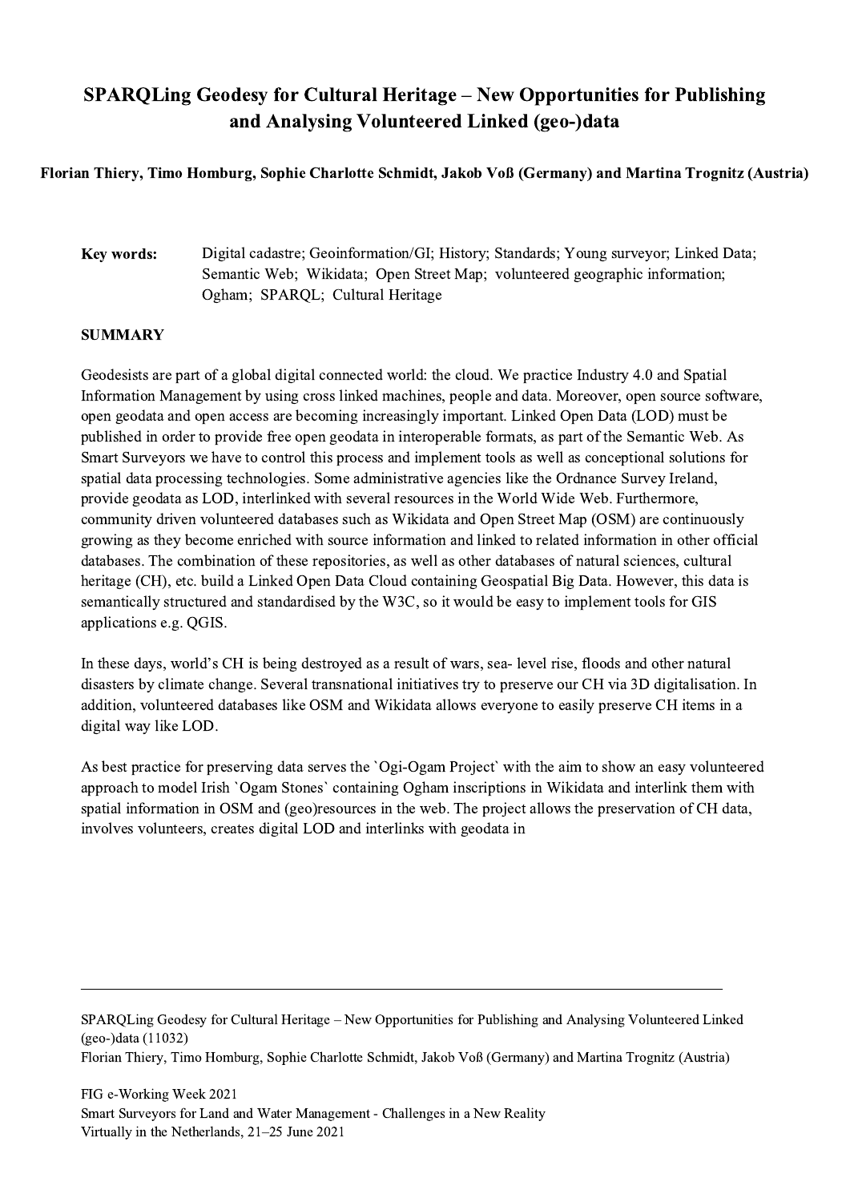# SPARQLing Geodesy for Cultural Heritage – New Opportunities for Publishing and Analysing Volunteered Linked (geo-)data

**Florian Thiery, Timo Homburg, Sophie Charlotte Schmidt, Jakob Voß (Germany) and Martina Trognitz (Austria)**

**Key words:** Digital cadastre; Geoinformation/GI; History; Standards; Young surveyor; Linked Data; Semantic Web; Wikidata; Open Street Map; volunteered geographic information; Ogham; SPARQL; Cultural Heritage

## SUMMARY

Geodesists are part of a global digital connected world: the cloud. We practice Industry 4.0 and Spatial Information Management by using cross linked machines, people and data. Moreover, open source software, open geodata and open access are becoming increasingly important. Linked Open Data (LOD) must be published in order to provide free open geodata in interoperable formats, as part of the Semantic Web. As Smart Surveyors we have to control this process and implement tools as well as conceptional solutions for spatial data processing technologies. Some administrative agencies like the Ordnance Survey Ireland, provide geodata as LOD, interlinked with several resources in the World Wide Web. Furthermore, community driven volunteered databases such as Wikidata and Open Street Map (OSM) are continuously growing as they become enriched with source information and linked to related information in other official databases. The combination of these repositories, as well as other databases of natural sciences, cultural heritage (CH), etc. build a Linked Open Data Cloud containing Geospatial Big Data. However, this data is semantically structured and standardised by the W3C, so it would be easy to implement tools for GIS applications e.g. QGIS.

In these days, world's CH is being destroyed as a result of wars, sea- level rise, floods and other natural disasters by climate change. Several transnational initiatives try to preserve our CH via 3D digitalisation. In addition, volunteered databases like OSM and Wikidata allows everyone to easily preserve CH items in a digital way like LOD.

As best practice for preserving data serves the `Ogi-Ogam Project` with the aim to show an easy volunteered approach to model Irish `Ogam Stones` containing Ogham inscriptions in Wikidata and interlink them with spatial information in OSM and (geo)resources in the web. The project allows the preservation of CH data, involves volunteers, creates digital LOD and interlinks with geodata in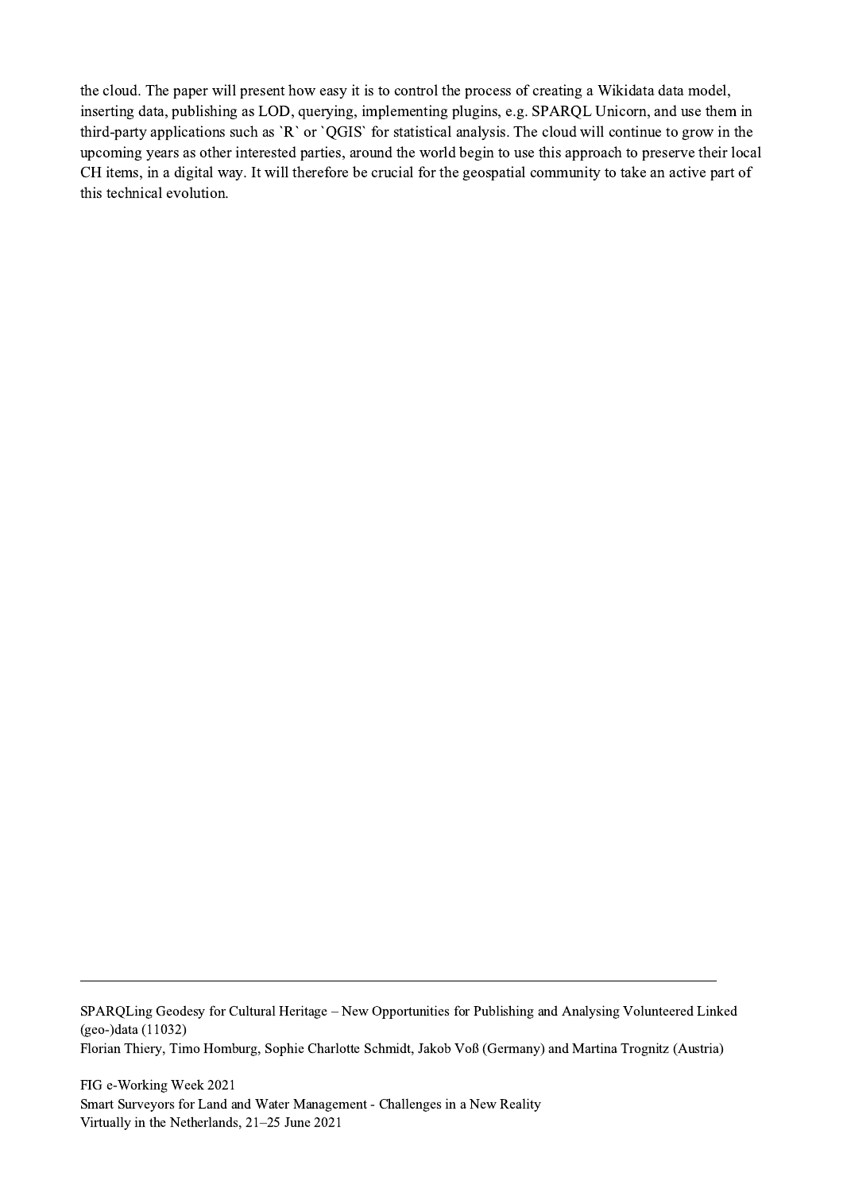the cloud. The paper will present how easy it is to control the process of creating a Wikidata data model, inserting data, publishing as LOD, querying, implementing plugins, e.g. SPARQL Unicorn, and use them in third-party applications such as `R` or `QGIS` for statistical analysis. The cloud will continue to grow in the upcoming years as other interested parties, around the world begin to use this approach to preserve their local CH items, in a digital way. It will therefore be crucial for the geospatial community to take an active part of this technical evolution.